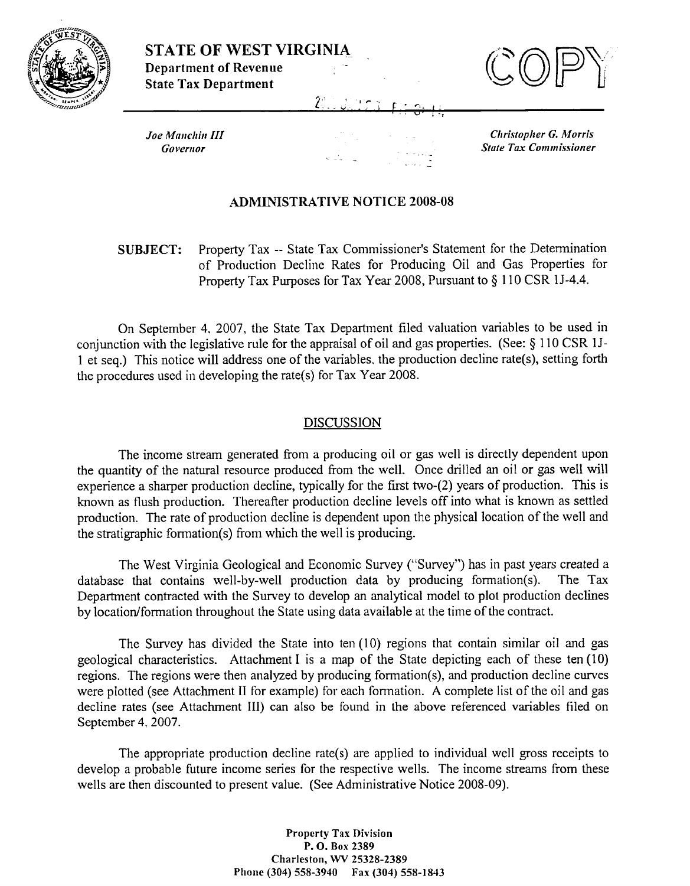# STATE OF WEST VIRGINIA

**Department of Revenue**
**State Tax Department**

COPY

*Joe Manchin III*
*Governor*

*Christopher G. Morris*
*State Tax Commissioner*

## ADMINISTRATIVE NOTICE 2008-08

**SUBJECT:** Property Tax -- State Tax Commissioner's Statement for the Determination of Production Decline Rates for Producing Oil and Gas Properties for Property Tax Purposes for Tax Year 2008, Pursuant to § 110 CSR 1J-4.4.

On September 4, 2007, the State Tax Department filed valuation variables to be used in conjunction with the legislative rule for the appraisal of oil and gas properties. (See: § 110 CSR 1J-1 et seq.) This notice will address one of the variables, the production decline rate(s), setting forth the procedures used in developing the rate(s) for Tax Year 2008.

### DISCUSSION

The income stream generated from a producing oil or gas well is directly dependent upon the quantity of the natural resource produced from the well. Once drilled an oil or gas well will experience a sharper production decline, typically for the first two-(2) years of production. This is known as flush production. Thereafter production decline levels off into what is known as settled production. The rate of production decline is dependent upon the physical location of the well and the stratigraphic formation(s) from which the well is producing.

The West Virginia Geological and Economic Survey ("Survey") has in past years created a database that contains well-by-well production data by producing formation(s). The Tax Department contracted with the Survey to develop an analytical model to plot production declines by location/formation throughout the State using data available at the time of the contract.

The Survey has divided the State into ten (10) regions that contain similar oil and gas geological characteristics. Attachment I is a map of the State depicting each of these ten (10) regions. The regions were then analyzed by producing formation(s), and production decline curves were plotted (see Attachment II for example) for each formation. A complete list of the oil and gas decline rates (see Attachment III) can also be found in the above referenced variables filed on September 4, 2007.

The appropriate production decline rate(s) are applied to individual well gross receipts to develop a probable future income series for the respective wells. The income streams from these wells are then discounted to present value. (See Administrative Notice 2008-09).

**Property Tax Division**
**P. O. Box 2389**
**Charleston, WV 25328-2389**
**Phone (304) 558-3940 Fax (304) 558-1843**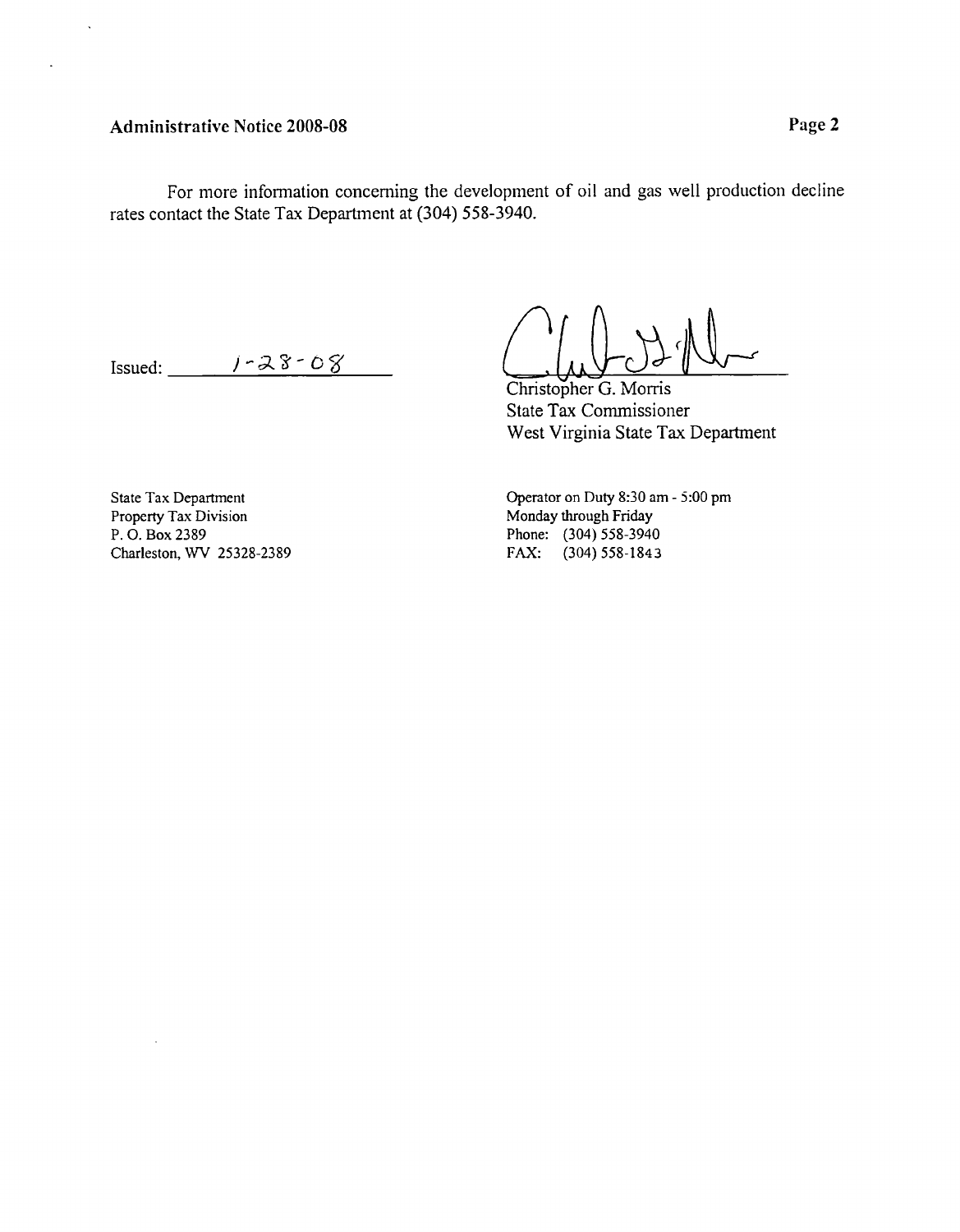For more information concerning the development of oil and gas well production decline rates contact the State Tax Department at (304) 558-3940.

Issued: 1-28-08

Christopher G. Morris
State Tax Commissioner
West Virginia State Tax Department

State Tax Department
Property Tax Division
P. O. Box 2389
Charleston, WV 25328-2389

Operator on Duty 8:30 am - 5:00 pm
Monday through Friday
Phone: (304) 558-3940
FAX: (304) 558-1843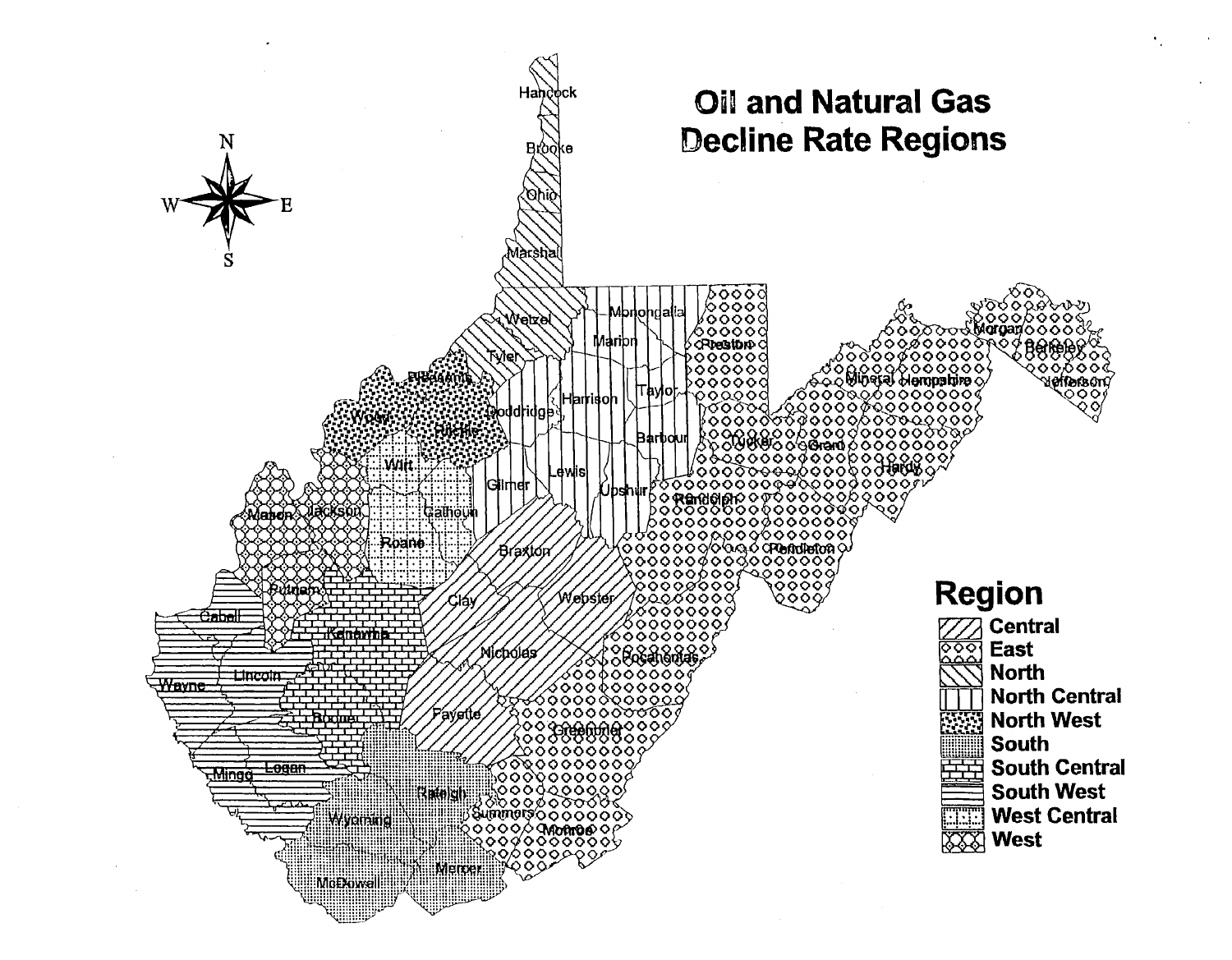# Oil and Natural Gas Decline Rate Regions

N
W
E
S

Hancock
Brooke
Ohio
Marshall
Wetzel
Monongalia
Marion
Tyler
Pleasants
Wood
Ritchie
Doddridge
Harrison
Taylor
Preston
Barbour
Tucker
Wirt
Gilmer
Lewis
Upshur
Randolph
Mason
Jackson
Calhoun
Roane
Braxton
Putnam
Clay
Webster
Cabell
Kanawha
Nicholas
Pocahontas
Wayne
Lincoln
Boone
Fayette
Greenbrier
Mingo
Logan
Raleigh
Summers
Monroe
Wyoming
Mercer
McDowell
Mineral
Hampshire
Morgan
Berkeley
Jefferson
Grant
Hardy
Pendleton

## Region

- Central
- East
- North
- North Central
- North West
- South
- South Central
- South West
- West Central
- West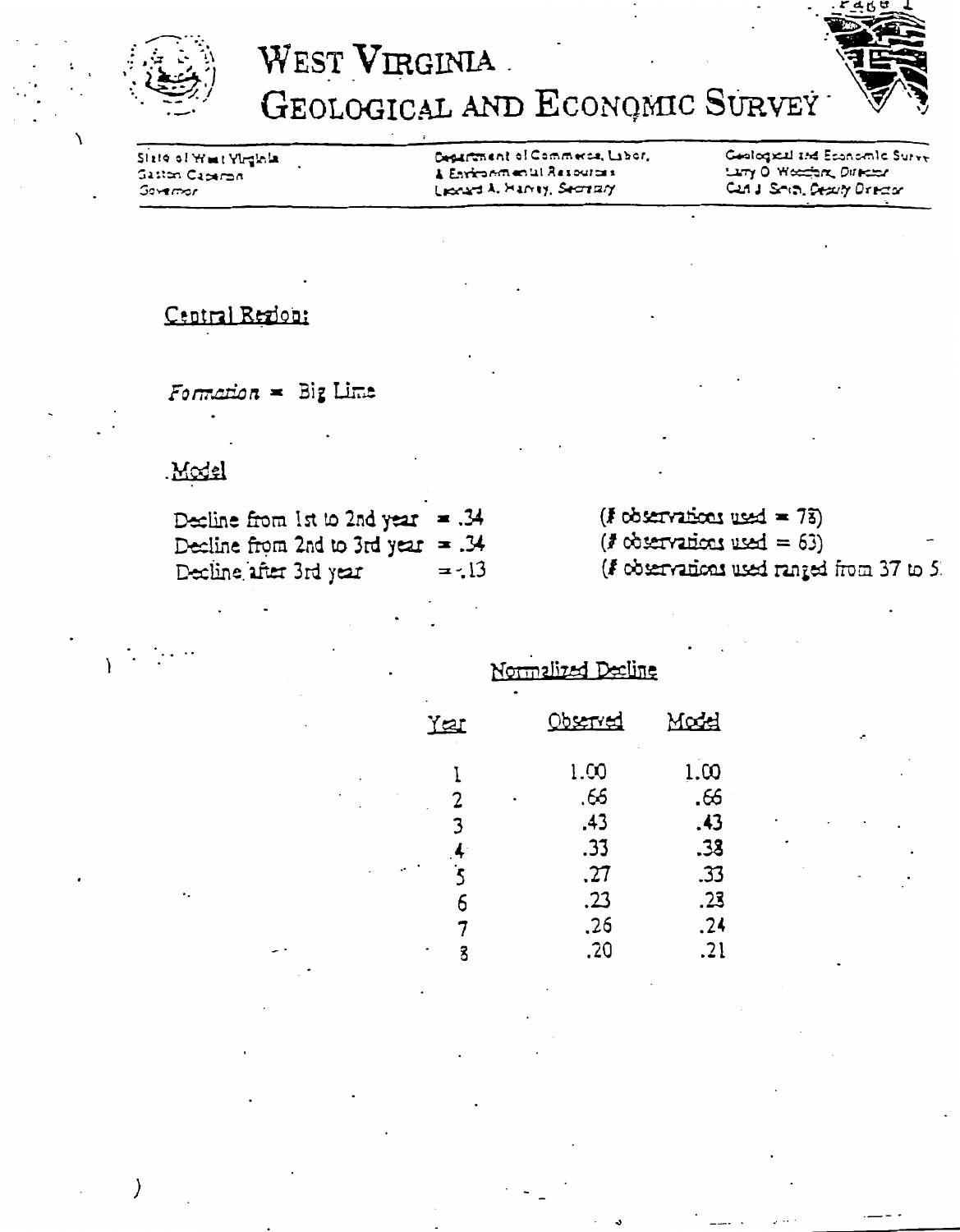# West Virginia Geological and Economic Survey

| State of West Virginia | Department of Commerce, Labor, & Environmental Resources | Geological and Economic Survey |
|---|---|---|
| Gaston Caperton | Leonard A. Harvey, Secretary | Larry D. Woodfork, Director |
| Governor | | Carl J. Smith, Deputy Director |

Central Region:

*Formation* = Big Lime

Model

Decline from 1st to 2nd year = .34 (# observations used = 78)

Decline from 2nd to 3rd year = .34 (# observations used = 63)

Decline after 3rd year = -.13 (# observations used ranged from 37 to 5

Normalized Decline

| Year | Observed | Model |
|---|---|---|
| 1 | 1.00 | 1.00 |
| 2 | .66 | .66 |
| 3 | .43 | .43 |
| 4 | .33 | .38 |
| 5 | .27 | .33 |
| 6 | .23 | .28 |
| 7 | .26 | .24 |
| 8 | .20 | .21 |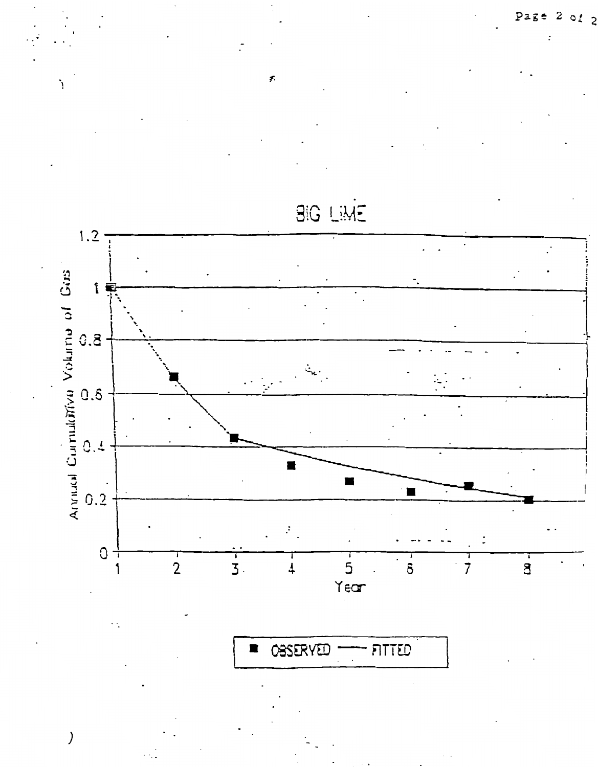BIG LIME

Annual Cumulative Volume of Gas

1.2

1

0.8

0.6

0.4

0.2

0

1 2 3 4 5 6 7 8

Year

OBSERVED —— FITTED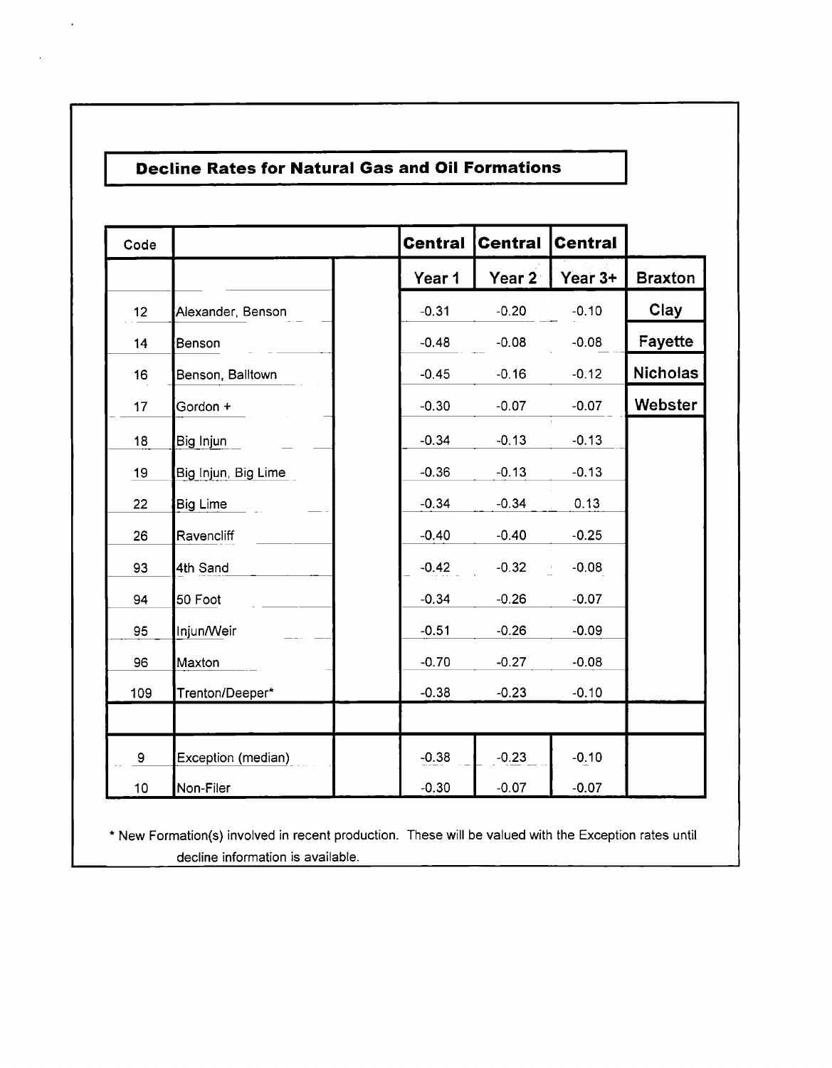## Decline Rates for Natural Gas and Oil Formations

| Code | | | Central | Central | Central | |
|---|---|---|---|---|---|---|
| | | | Year 1 | Year 2 | Year 3+ | Braxton |
| 12 | Alexander, Benson | | -0.31 | -0.20 | -0.10 | Clay |
| 14 | Benson | | -0.48 | -0.08 | -0.08 | Fayette |
| 16 | Benson, Balltown | | -0.45 | -0.16 | -0.12 | Nicholas |
| 17 | Gordon + | | -0.30 | -0.07 | -0.07 | Webster |
| 18 | Big Injun | | -0.34 | -0.13 | -0.13 | |
| 19 | Big Injun, Big Lime | | -0.36 | -0.13 | -0.13 | |
| 22 | Big Lime | | -0.34 | -0.34 | 0.13 | |
| 26 | Ravencliff | | -0.40 | -0.40 | -0.25 | |
| 93 | 4th Sand | | -0.42 | -0.32 | -0.08 | |
| 94 | 50 Foot | | -0.34 | -0.26 | -0.07 | |
| 95 | Injun/Weir | | -0.51 | -0.26 | -0.09 | |
| 96 | Maxton | | -0.70 | -0.27 | -0.08 | |
| 109 | Trenton/Deeper* | | -0.38 | -0.23 | -0.10 | |
| | | | | | | |
| 9 | Exception (median) | | -0.38 | -0.23 | -0.10 | |
| 10 | Non-Filer | | -0.30 | -0.07 | -0.07 | |

* New Formation(s) involved in recent production. These will be valued with the Exception rates until decline information is available.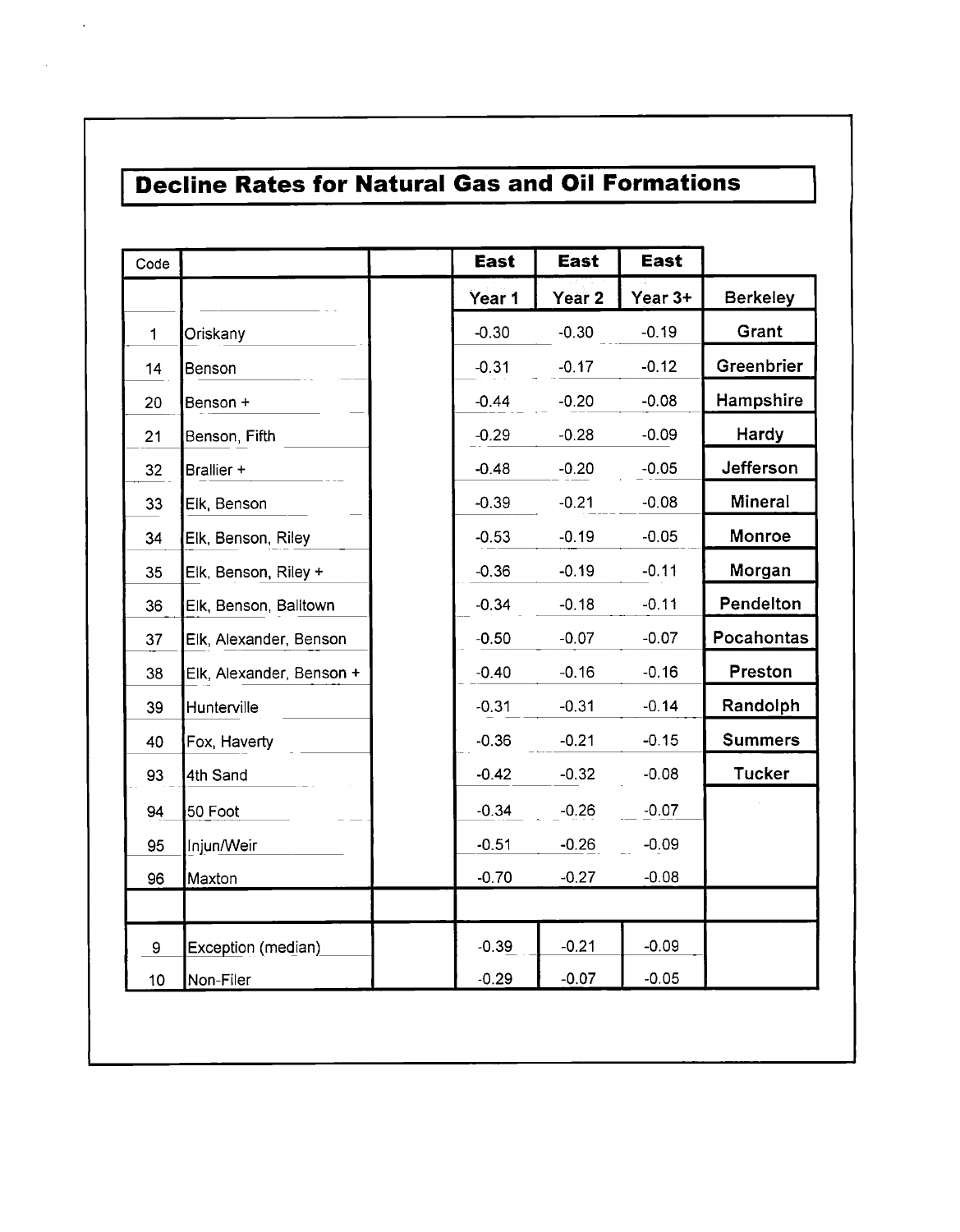## Decline Rates for Natural Gas and Oil Formations

| Code | | | East | East | East | |
|---|---|---|---|---|---|---|
| | | | Year 1 | Year 2 | Year 3+ | Berkeley |
| 1 | Oriskany | | -0.30 | -0.30 | -0.19 | Grant |
| 14 | Benson | | -0.31 | -0.17 | -0.12 | Greenbrier |
| 20 | Benson + | | -0.44 | -0.20 | -0.08 | Hampshire |
| 21 | Benson, Fifth | | -0.29 | -0.28 | -0.09 | Hardy |
| 32 | Brallier + | | -0.48 | -0.20 | -0.05 | Jefferson |
| 33 | Elk, Benson | | -0.39 | -0.21 | -0.08 | Mineral |
| 34 | Elk, Benson, Riley | | -0.53 | -0.19 | -0.05 | Monroe |
| 35 | Elk, Benson, Riley + | | -0.36 | -0.19 | -0.11 | Morgan |
| 36 | Elk, Benson, Balltown | | -0.34 | -0.18 | -0.11 | Pendelton |
| 37 | Elk, Alexander, Benson | | -0.50 | -0.07 | -0.07 | Pocahontas |
| 38 | Elk, Alexander, Benson + | | -0.40 | -0.16 | -0.16 | Preston |
| 39 | Hunterville | | -0.31 | -0.31 | -0.14 | Randolph |
| 40 | Fox, Haverty | | -0.36 | -0.21 | -0.15 | Summers |
| 93 | 4th Sand | | -0.42 | -0.32 | -0.08 | Tucker |
| 94 | 50 Foot | | -0.34 | -0.26 | -0.07 | |
| 95 | Injun/Weir | | -0.51 | -0.26 | -0.09 | |
| 96 | Maxton | | -0.70 | -0.27 | -0.08 | |
| | | | | | | |
| 9 | Exception (median) | | -0.39 | -0.21 | -0.09 | |
| 10 | Non-Filer | | -0.29 | -0.07 | -0.05 | |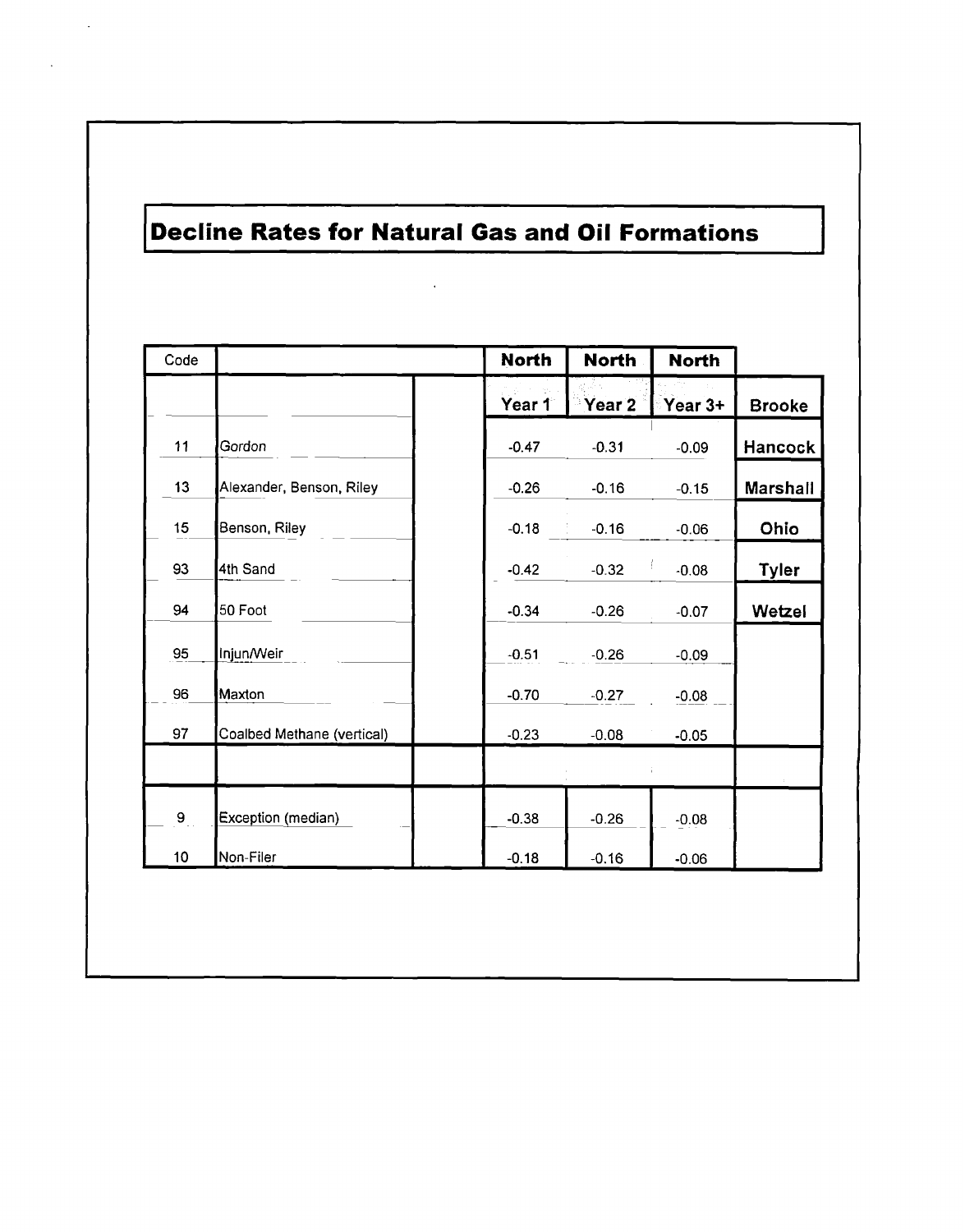# Decline Rates for Natural Gas and Oil Formations

| Code | | | North | North | North | |
|---|---|---|---|---|---|---|
| | | | Year 1 | Year 2 | Year 3+ | Brooke |
| 11 | Gordon | | -0.47 | -0.31 | -0.09 | Hancock |
| 13 | Alexander, Benson, Riley | | -0.26 | -0.16 | -0.15 | Marshall |
| 15 | Benson, Riley | | -0.18 | -0.16 | -0.06 | Ohio |
| 93 | 4th Sand | | -0.42 | -0.32 | -0.08 | Tyler |
| 94 | 50 Foot | | -0.34 | -0.26 | -0.07 | Wetzel |
| 95 | Injun/Weir | | -0.51 | -0.26 | -0.09 | |
| 96 | Maxton | | -0.70 | -0.27 | -0.08 | |
| 97 | Coalbed Methane (vertical) | | -0.23 | -0.08 | -0.05 | |
| | | | | | | |
| 9 | Exception (median) | | -0.38 | -0.26 | -0.08 | |
| 10 | Non-Filer | | -0.18 | -0.16 | -0.06 | |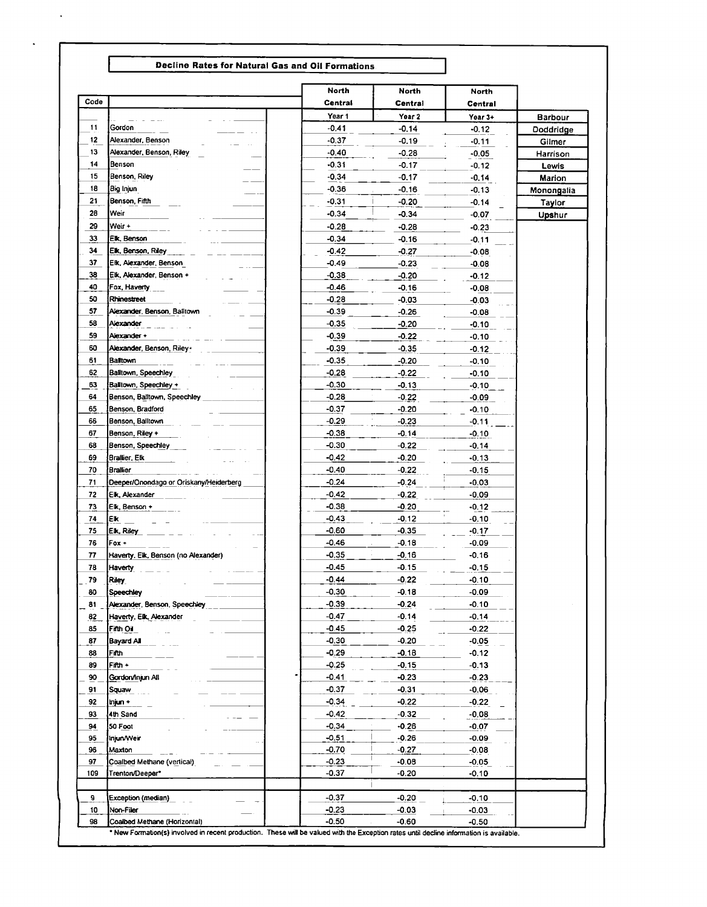## Decline Rates for Natural Gas and Oil Formations

| Code | | North Central Year 1 | North Central Year 2 | North Central Year 3+ |
|---|---|---|---|---|
| 11 | Gordon | -0.41 | -0.14 | -0.12 |
| 12 | Alexander, Benson | -0.37 | -0.19 | -0.11 |
| 13 | Alexander, Benson, Riley | -0.40 | -0.28 | -0.05 |
| 14 | Benson | -0.31 | -0.17 | -0.12 |
| 15 | Benson, Riley | -0.34 | -0.17 | -0.14 |
| 18 | Big Injun | -0.36 | -0.16 | -0.13 |
| 21 | Benson, Fifth | -0.31 | -0.20 | -0.14 |
| 28 | Weir | -0.34 | -0.34 | -0.07 |
| 29 | Weir + | -0.28 | -0.28 | -0.23 |
| 33 | Elk, Benson | -0.34 | -0.16 | -0.11 |
| 34 | Elk, Benson, Riley | -0.42 | -0.27 | -0.08 |
| 37 | Elk, Alexander, Benson | -0.49 | -0.23 | -0.08 |
| 38 | Elk, Alexander, Benson + | -0.38 | -0.20 | -0.12 |
| 40 | Fox, Haverty | -0.46 | -0.16 | -0.08 |
| 50 | Rhinestreet | -0.28 | -0.03 | -0.03 |
| 57 | Alexander, Benson, Balltown | -0.39 | -0.26 | -0.08 |
| 58 | Alexander | -0.35 | -0.20 | -0.10 |
| 59 | Alexander + | -0.39 | -0.22 | -0.10 |
| 60 | Alexander, Benson, Riley+ | -0.39 | -0.35 | -0.12 |
| 61 | Balltown | -0.35 | -0.20 | -0.10 |
| 62 | Balltown, Speechley | -0.28 | -0.22 | -0.10 |
| 63 | Balltown, Speechley + | -0.30 | -0.13 | -0.10 |
| 64 | Benson, Balltown, Speechley | -0.28 | -0.22 | -0.09 |
| 65 | Benson, Bradford | -0.37 | -0.20 | -0.10 |
| 66 | Benson, Balltown | -0.29 | -0.23 | -0.11 |
| 67 | Benson, Riley + | -0.38 | -0.14 | -0.10 |
| 68 | Benson, Speechley | -0.30 | -0.22 | -0.14 |
| 69 | Brallier, Elk | -0.42 | -0.20 | -0.13 |
| 70 | Brallier | -0.40 | -0.22 | -0.15 |
| 71 | Deeper/Onondago or Oriskany/Heiderberg | -0.24 | -0.24 | -0.03 |
| 72 | Elk, Alexander | -0.42 | -0.22 | -0.09 |
| 73 | Elk, Benson + | -0.38 | -0.20 | -0.12 |
| 74 | Elk | -0.43 | -0.12 | -0.10 |
| 75 | Elk, Riley | -0.60 | -0.35 | -0.17 |
| 76 | Fox + | -0.46 | -0.18 | -0.09 |
| 77 | Haverty, Elk, Benson (no Alexander) | -0.35 | -0.16 | -0.16 |
| 78 | Haverty | -0.45 | -0.15 | -0.15 |
| 79 | Riley | -0.44 | -0.22 | -0.10 |
| 80 | Speechley | -0.30 | -0.18 | -0.09 |
| 81 | Alexander, Benson, Speechley | -0.39 | -0.24 | -0.10 |
| 82 | Haverty, Elk, Alexander | -0.47 | -0.14 | -0.14 |
| 85 | Fifth Oil | -0.45 | -0.25 | -0.22 |
| 87 | Bayard All | -0.30 | -0.20 | -0.05 |
| 88 | Fifth | -0.29 | -0.18 | -0.12 |
| 89 | Fifth + | -0.25 | -0.15 | -0.13 |
| 90 | Gordon/Injun All | -0.41 | -0.23 | -0.23 |
| 91 | Squaw | -0.37 | -0.31 | -0.06 |
| 92 | Injun + | -0.34 | -0.22 | -0.22 |
| 93 | 4th Sand | -0.42 | -0.32 | -0.08 |
| 94 | 50 Foot | -0.34 | -0.26 | -0.07 |
| 95 | Injun/Weir | -0.51 | -0.26 | -0.09 |
| 96 | Maxton | -0.70 | -0.27 | -0.08 |
| 97 | Coalbed Methane (vertical) | -0.23 | -0.08 | -0.05 |
| 109 | Trenton/Deeper* | -0.37 | -0.20 | -0.10 |
| | | | | |
| 9 | Exception (median) | -0.37 | -0.20 | -0.10 |
| 10 | Non-Filer | -0.23 | -0.03 | -0.03 |
| 98 | Coalbed Methane (Horizontal) | -0.50 | -0.60 | -0.50 |

North Central counties:

- Barbour
- Doddridge
- Gilmer
- Harrison
- Lewis
- Marion
- Monongalia
- Taylor
- Upshur

\* New Formation(s) involved in recent production. These will be valued with the Exception rates until decline information is available.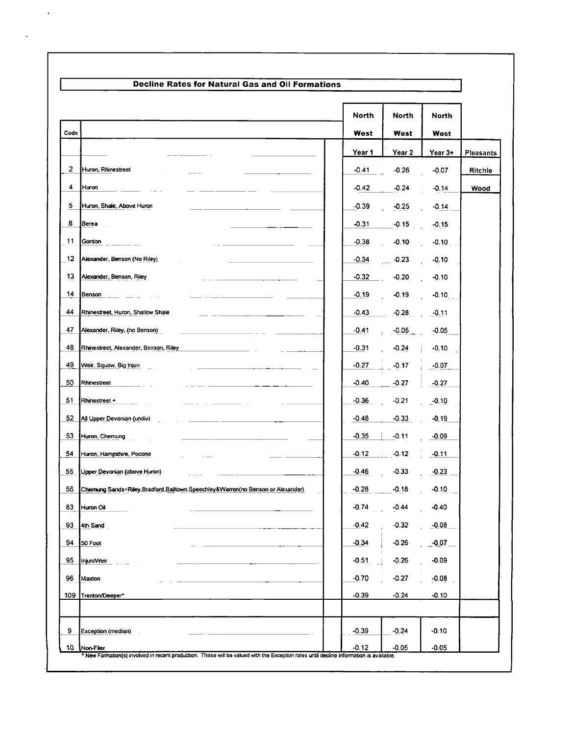## Decline Rates for Natural Gas and Oil Formations

| Code | | North West Year 1 | North West Year 2 | North West Year 3+ | Pleasants Ritchie Wood |
|---|---|---|---|---|---|
| 2 | Huron, Rhinestreet | -0.41 | -0.26 | -0.07 | |
| 4 | Huron | -0.42 | -0.24 | -0.14 | |
| 5 | Huron, Shale, Above Huron | -0.39 | -0.25 | -0.14 | |
| 8 | Berea | -0.31 | -0.15 | -0.15 | |
| 11 | Gordon | -0.38 | -0.10 | -0.10 | |
| 12 | Alexander, Benson (No Riley) | -0.34 | -0.23 | -0.10 | |
| 13 | Alexander, Benson, Riley | -0.32 | -0.20 | -0.10 | |
| 14 | Benson | -0.19 | -0.19 | -0.10 | |
| 44 | Rhinestreet, Huron, Shallow Shale | -0.43 | -0.28 | -0.11 | |
| 47 | Alexander, Riley, (no Benson) | -0.41 | -0.05 | -0.05 | |
| 48 | Rhinestreet, Alexander, Benson, Riley | -0.31 | -0.24 | -0.10 | |
| 49 | Weir, Squaw, Big Injun | -0.27 | -0.17 | -0.07 | |
| 50 | Rhinestreet | -0.40 | -0.27 | -0.27 | |
| 51 | Rhinestreet + | -0.36 | -0.21 | -0.10 | |
| 52 | All Upper Devonian (undiv) | -0.48 | -0.33 | -0.19 | |
| 53 | Huron, Chemung | -0.35 | -0.11 | -0.09 | |
| 54 | Huron, Hampshire, Pocono | -0.12 | -0.12 | -0.11 | |
| 55 | Upper Devonian (above Huron) | -0.46 | -0.33 | -0.23 | |
| 56 | Chemung Sands=Riley,Bradford,Balltown,Speechley&Warren(no Benson or Alexander) | -0.28 | -0.18 | -0.10 | |
| 83 | Huron Oil | -0.74 | -0.44 | -0.40 | |
| 93 | 4th Sand | -0.42 | -0.32 | -0.08 | |
| 94 | 50 Foot | -0.34 | -0.26 | -0.07 | |
| 95 | Injun/Weir | -0.51 | -0.26 | -0.09 | |
| 96 | Maxton | -0.70 | -0.27 | -0.08 | |
| 109 | Trenton/Deeper* | -0.39 | -0.24 | -0.10 | |
| | | | | | |
| 9 | Exception (median) | -0.39 | -0.24 | -0.10 | |
| 10 | Non-Filer | -0.12 | -0.05 | -0.05 | |

\* New Formation(s) involved in recent production. These will be valued with the Exception rates until decline information is available.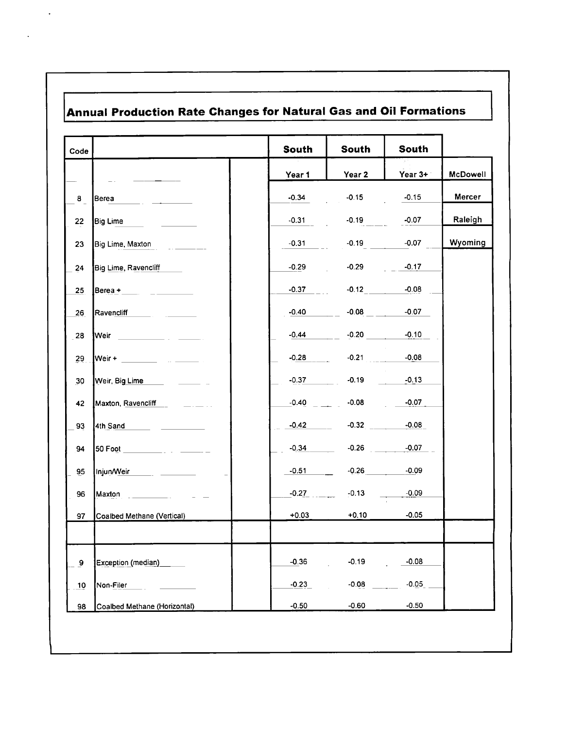## Annual Production Rate Changes for Natural Gas and Oil Formations

| Code | | | South | South | South | |
|---|---|---|---|---|---|---|
| | | | Year 1 | Year 2 | Year 3+ | McDowell |
| 8 | Berea | | -0.34 | -0.15 | -0.15 | Mercer |
| 22 | Big Lime | | -0.31 | -0.19 | -0.07 | Raleigh |
| 23 | Big Lime, Maxton | | -0.31 | -0.19 | -0.07 | Wyoming |
| 24 | Big Lime, Ravencliff | | -0.29 | -0.29 | -0.17 | |
| 25 | Berea + | | -0.37 | -0.12 | -0.08 | |
| 26 | Ravencliff | | -0.40 | -0.08 | -0.07 | |
| 28 | Weir | | -0.44 | -0.20 | -0.10 | |
| 29 | Weir + | | -0.28 | -0.21 | -0.08 | |
| 30 | Weir, Big Lime | | -0.37 | -0.19 | -0.13 | |
| 42 | Maxton, Ravencliff | | -0.40 | -0.08 | -0.07 | |
| 93 | 4th Sand | | -0.42 | -0.32 | -0.08 | |
| 94 | 50 Foot | | -0.34 | -0.26 | -0.07 | |
| 95 | Injun/Weir | | -0.51 | -0.26 | -0.09 | |
| 96 | Maxton | | -0.27 | -0.13 | -0.09 | |
| 97 | Coalbed Methane (Vertical) | | +0.03 | +0.10 | -0.05 | |
| | | | | | | |
| 9 | Exception (median) | | -0.36 | -0.19 | -0.08 | |
| 10 | Non-Filer | | -0.23 | -0.08 | -0.05 | |
| 98 | Coalbed Methane (Horizontal) | | -0.50 | -0.60 | -0.50 | |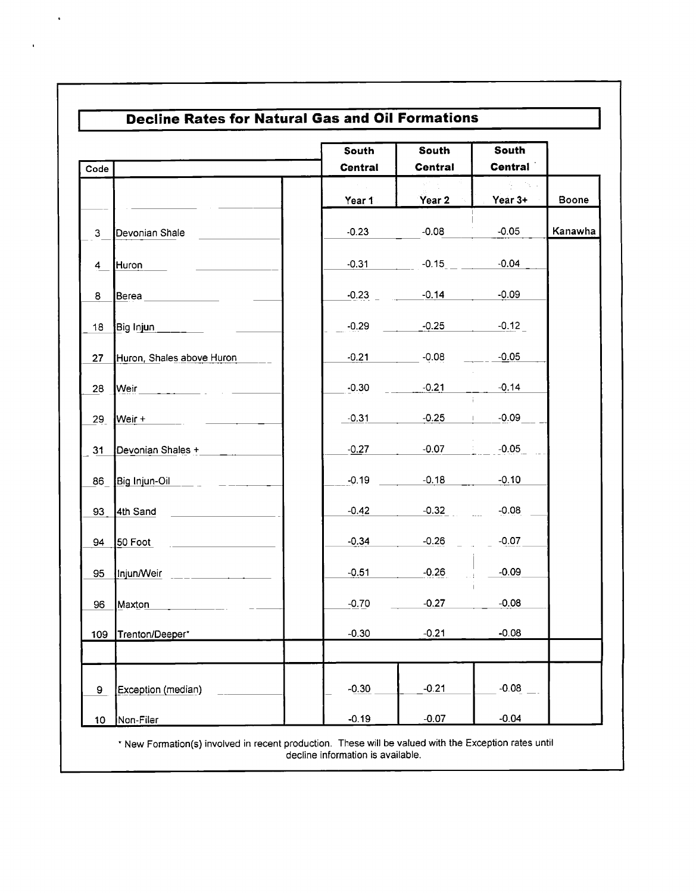## Decline Rates for Natural Gas and Oil Formations

| Code | | | South Central | South Central | South Central | |
|---|---|---|---|---|---|---|
| | | | Year 1 | Year 2 | Year 3+ | Boone |
| 3 | Devonian Shale | | -0.23 | -0.08 | -0.05 | Kanawha |
| 4 | Huron | | -0.31 | -0.15 | -0.04 | |
| 8 | Berea | | -0.23 | -0.14 | -0.09 | |
| 18 | Big Injun | | -0.29 | -0.25 | -0.12 | |
| 27 | Huron, Shales above Huron | | -0.21 | -0.08 | -0.05 | |
| 28 | Weir | | -0.30 | -0.21 | -0.14 | |
| 29 | Weir + | | -0.31 | -0.25 | -0.09 | |
| 31 | Devonian Shales + | | -0.27 | -0.07 | -0.05 | |
| 86 | Big Injun-Oil | | -0.19 | -0.18 | -0.10 | |
| 93 | 4th Sand | | -0.42 | -0.32 | -0.08 | |
| 94 | 50 Foot | | -0.34 | -0.26 | -0.07 | |
| 95 | Injun/Weir | | -0.51 | -0.26 | -0.09 | |
| 96 | Maxton | | -0.70 | -0.27 | -0.08 | |
| 109 | Trenton/Deeper* | | -0.30 | -0.21 | -0.08 | |
| | | | | | | |
| 9 | Exception (median) | | -0.30 | -0.21 | -0.08 | |
| 10 | Non-Filer | | -0.19 | -0.07 | -0.04 | |

* New Formation(s) involved in recent production. These will be valued with the Exception rates until decline information is available.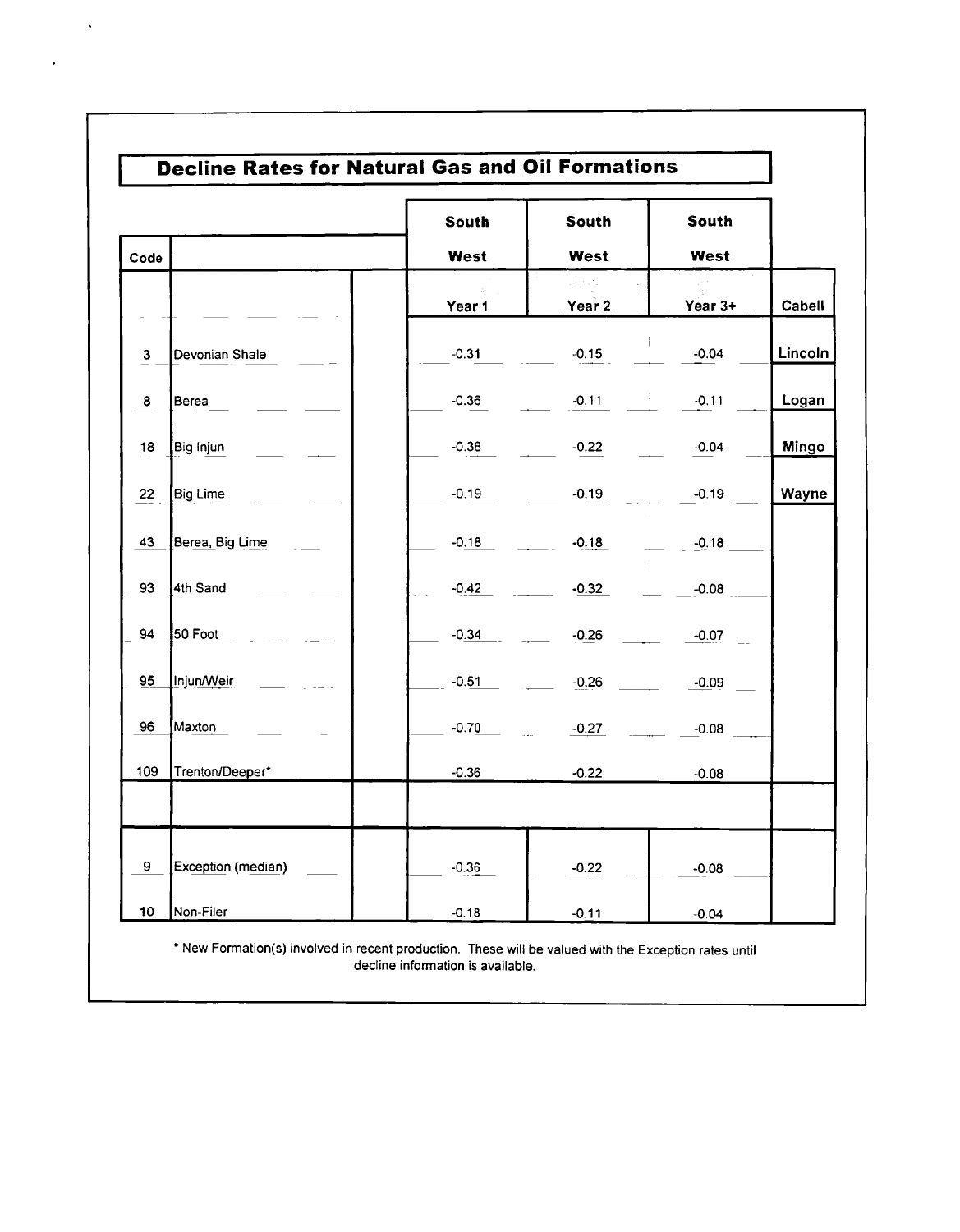## Decline Rates for Natural Gas and Oil Formations

| Code | | South West Year 1 | South West Year 2 | South West Year 3+ | |
|---|---|---|---|---|---|
| | | | | | Cabell |
| 3 | Devonian Shale | -0.31 | -0.15 | -0.04 | Lincoln |
| 8 | Berea | -0.36 | -0.11 | -0.11 | Logan |
| 18 | Big Injun | -0.38 | -0.22 | -0.04 | Mingo |
| 22 | Big Lime | -0.19 | -0.19 | -0.19 | Wayne |
| 43 | Berea, Big Lime | -0.18 | -0.18 | -0.18 | |
| 93 | 4th Sand | -0.42 | -0.32 | -0.08 | |
| 94 | 50 Foot | -0.34 | -0.26 | -0.07 | |
| 95 | Injun/Weir | -0.51 | -0.26 | -0.09 | |
| 96 | Maxton | -0.70 | -0.27 | -0.08 | |
| 109 | Trenton/Deeper* | -0.36 | -0.22 | -0.08 | |
| | | | | | |
| 9 | Exception (median) | -0.36 | -0.22 | -0.08 | |
| 10 | Non-Filer | -0.18 | -0.11 | -0.04 | |

* New Formation(s) involved in recent production. These will be valued with the Exception rates until decline information is available.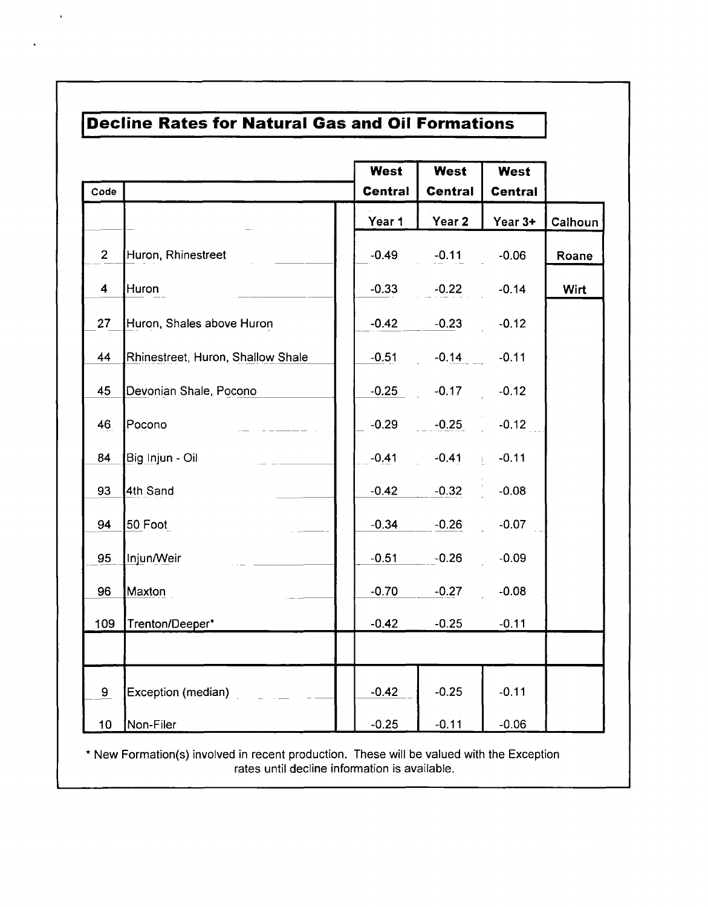## Decline Rates for Natural Gas and Oil Formations

| Code | | West Central | West Central | West Central | |
|---|---|---|---|---|---|
| | | Year 1 | Year 2 | Year 3+ | Calhoun |
| 2 | Huron, Rhinestreet | -0.49 | -0.11 | -0.06 | Roane |
| 4 | Huron | -0.33 | -0.22 | -0.14 | Wirt |
| 27 | Huron, Shales above Huron | -0.42 | -0.23 | -0.12 | |
| 44 | Rhinestreet, Huron, Shallow Shale | -0.51 | -0.14 | -0.11 | |
| 45 | Devonian Shale, Pocono | -0.25 | -0.17 | -0.12 | |
| 46 | Pocono | -0.29 | -0.25 | -0.12 | |
| 84 | Big Injun - Oil | -0.41 | -0.41 | -0.11 | |
| 93 | 4th Sand | -0.42 | -0.32 | -0.08 | |
| 94 | 50 Foot | -0.34 | -0.26 | -0.07 | |
| 95 | Injun/Weir | -0.51 | -0.26 | -0.09 | |
| 96 | Maxton | -0.70 | -0.27 | -0.08 | |
| 109 | Trenton/Deeper* | -0.42 | -0.25 | -0.11 | |
| | | | | | |
| 9 | Exception (median) | -0.42 | -0.25 | -0.11 | |
| 10 | Non-Filer | -0.25 | -0.11 | -0.06 | |

* New Formation(s) involved in recent production. These will be valued with the Exception rates until decline information is available.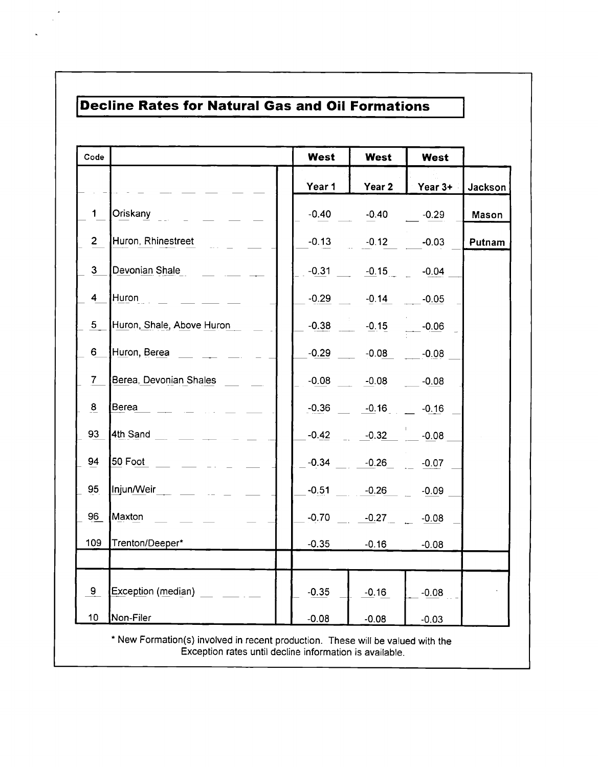# Decline Rates for Natural Gas and Oil Formations

| Code | | West | West | West | |
|---|---|---|---|---|---|
| | | Year 1 | Year 2 | Year 3+ | Jackson |
| 1 | Oriskany | -0.40 | -0.40 | -0.29 | Mason |
| 2 | Huron, Rhinestreet | -0.13 | -0.12 | -0.03 | Putnam |
| 3 | Devonian Shale | -0.31 | -0.15 | -0.04 | |
| 4 | Huron | -0.29 | -0.14 | -0.05 | |
| 5 | Huron, Shale, Above Huron | -0.38 | -0.15 | -0.06 | |
| 6 | Huron, Berea | -0.29 | -0.08 | -0.08 | |
| 7 | Berea, Devonian Shales | -0.08 | -0.08 | -0.08 | |
| 8 | Berea | -0.36 | -0.16 | -0.16 | |
| 93 | 4th Sand | -0.42 | -0.32 | -0.08 | |
| 94 | 50 Foot | -0.34 | -0.26 | -0.07 | |
| 95 | Injun/Weir | -0.51 | -0.26 | -0.09 | |
| 96 | Maxton | -0.70 | -0.27 | -0.08 | |
| 109 | Trenton/Deeper* | -0.35 | -0.16 | -0.08 | |
| | | | | | |
| 9 | Exception (median) | -0.35 | -0.16 | -0.08 | |
| 10 | Non-Filer | -0.08 | -0.08 | -0.03 | |

\* New Formation(s) involved in recent production. These will be valued with the Exception rates until decline information is available.